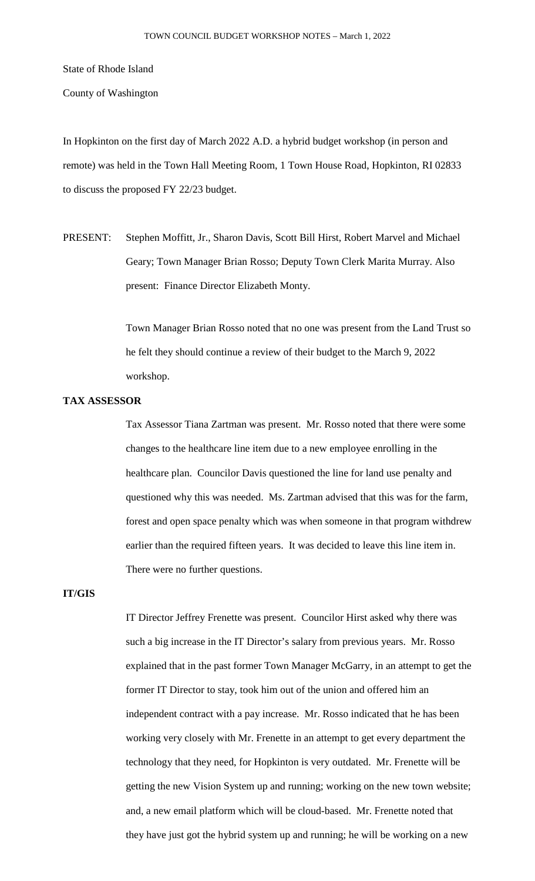State of Rhode Island

County of Washington

In Hopkinton on the first day of March 2022 A.D. a hybrid budget workshop (in person and remote) was held in the Town Hall Meeting Room, 1 Town House Road, Hopkinton, RI 02833 to discuss the proposed FY 22/23 budget.

PRESENT: Stephen Moffitt, Jr., Sharon Davis, Scott Bill Hirst, Robert Marvel and Michael Geary; Town Manager Brian Rosso; Deputy Town Clerk Marita Murray. Also present: Finance Director Elizabeth Monty.

Town Manager Brian Rosso noted that no one was present from the Land Trust so he felt they should continue a review of their budget to the March 9, 2022 workshop.

**TAX ASSESSOR**

Tax Assessor Tiana Zartman was present. Mr. Rosso noted that there were some changes to the healthcare line item due to a new employee enrolling in the healthcare plan. Councilor Davis questioned the line for land use penalty and questioned why this was needed. Ms. Zartman advised that this was for the farm, forest and open space penalty which was when someone in that program withdrew earlier than the required fifteen years. It was decided to leave this line item in. There were no further questions.

**IT/GIS**

IT Director Jeffrey Frenette was present. Councilor Hirst asked why there was such a big increase in the IT Director's salary from previous years. Mr. Rosso explained that in the past former Town Manager McGarry, in an attempt to get the former IT Director to stay, took him out of the union and offered him an independent contract with a pay increase. Mr. Rosso indicated that he has been working very closely with Mr. Frenette in an attempt to get every department the technology that they need, for Hopkinton is very outdated. Mr. Frenette will be getting the new Vision System up and running; working on the new town website; and, a new email platform which will be cloud-based. Mr. Frenette noted that they have just got the hybrid system up and running; he will be working on a new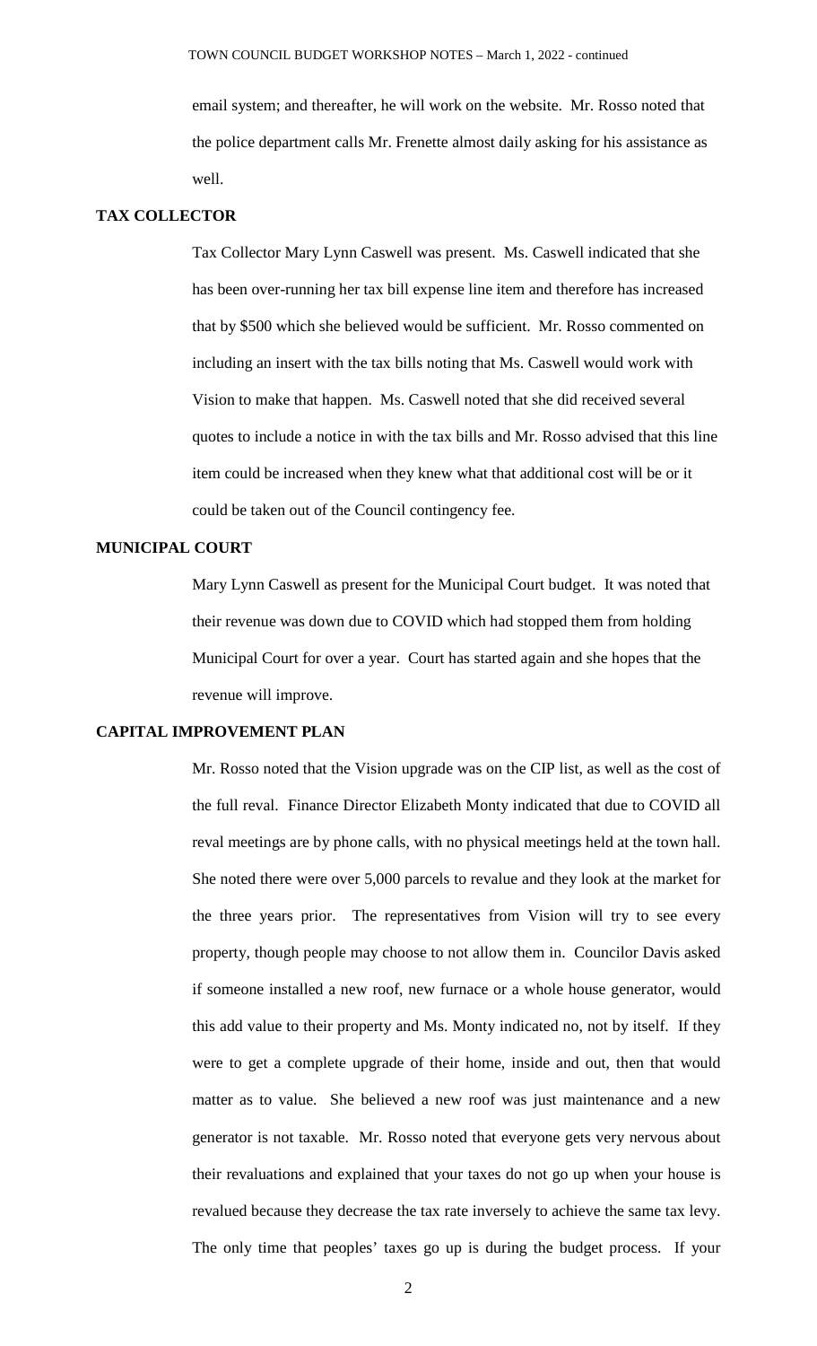email system; and thereafter, he will work on the website. Mr. Rosso noted that the police department calls Mr. Frenette almost daily asking for his assistance as well.

## TAX COLLECTOR

Tax Collector Mary Lynn Caswell was present. Ms. Caswell indicated that she has been over-running her tax bill expense line item and therefore has increased that by $500 which she believed would be sufficient. Mr. Rosso commented on including an insert with the tax bills noting that Ms. Caswell would work with Vision to make that happen. Ms. Caswell noted that she did received several quotes to include a notice in with the tax bills and Mr. Rosso advised that this line item could be increased when they knew what that additional cost will be or it could be taken out of the Council contingency fee.

## MUNICIPAL COURT

Mary Lynn Caswell as present for the Municipal Court budget. It was noted that their revenue was down due to COVID which had stopped them from holding Municipal Court for over a year. Court has started again and she hopes that the revenue will improve.

## CAPITAL IMPROVEMENT PLAN

Mr. Rosso noted that the Vision upgrade was on the CIP list, as well as the cost of the full reval. Finance Director Elizabeth Monty indicated that due to COVID all reval meetings are by phone calls, with no physical meetings held at the town hall. She noted there were over 5,000 parcels to revalue and they look at the market for the three years prior. The representatives from Vision will try to see every property, though people may choose to not allow them in. Councilor Davis asked if someone installed a new roof, new furnace or a whole house generator, would this add value to their property and Ms. Monty indicated no, not by itself. If they were to get a complete upgrade of their home, inside and out, then that would matter as to value. She believed a new roof was just maintenance and a new generator is not taxable. Mr. Rosso noted that everyone gets very nervous about their revaluations and explained that your taxes do not go up when your house is revalued because they decrease the tax rate inversely to achieve the same tax levy. The only time that peoples' taxes go up is during the budget process. If your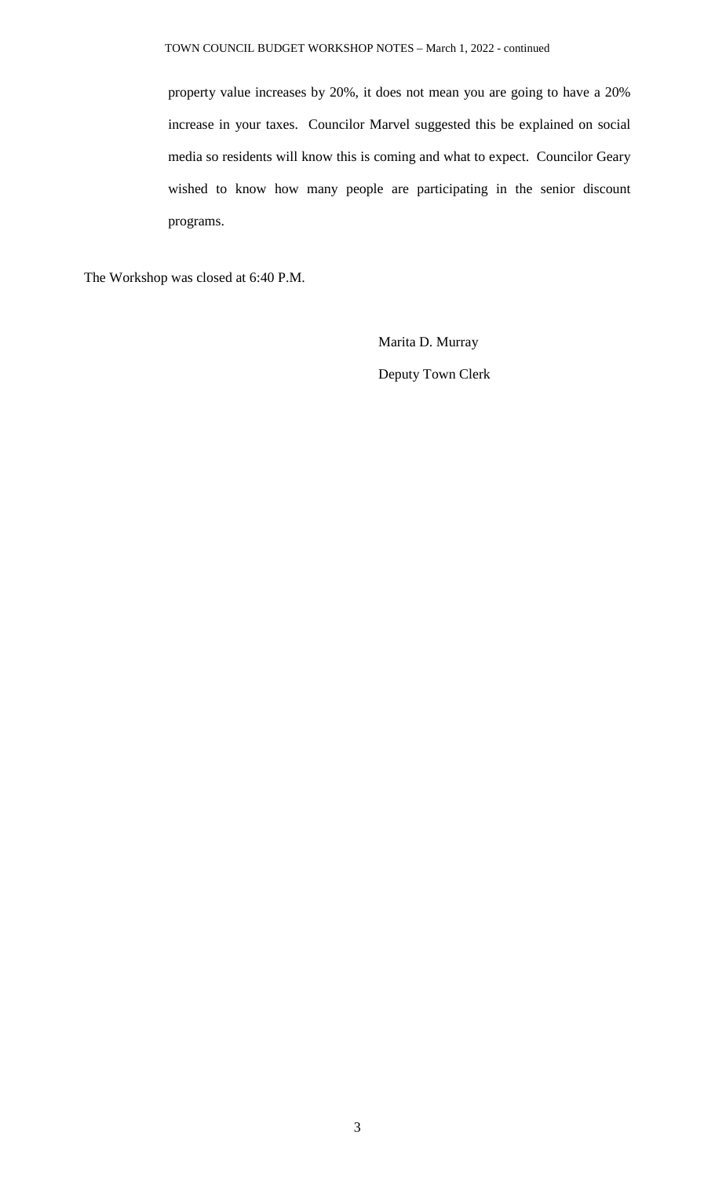property value increases by 20%, it does not mean you are going to have a 20% increase in your taxes. Councilor Marvel suggested this be explained on social media so residents will know this is coming and what to expect. Councilor Geary wished to know how many people are participating in the senior discount programs.

The Workshop was closed at 6:40 P.M.

Marita D. Murray

Deputy Town Clerk